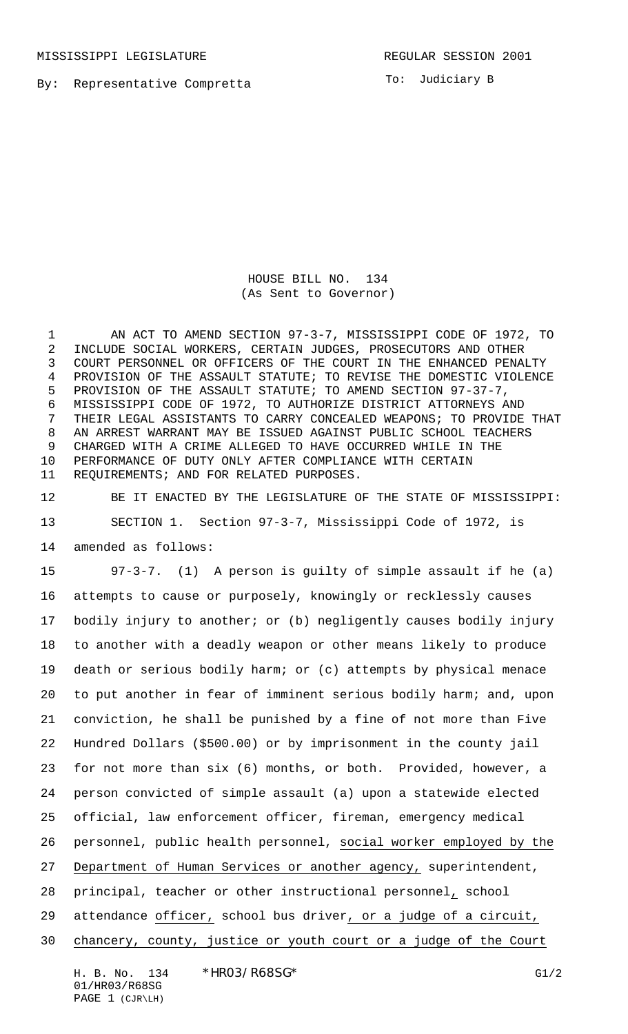MISSISSIPPI LEGISLATURE REGULAR SESSION 2001

By: Representative Compretta

To: Judiciary B

HOUSE BILL NO. 134
(As Sent to Governor)

AN ACT TO AMEND SECTION 97-3-7, MISSISSIPPI CODE OF 1972, TO INCLUDE SOCIAL WORKERS, CERTAIN JUDGES, PROSECUTORS AND OTHER COURT PERSONNEL OR OFFICERS OF THE COURT IN THE ENHANCED PENALTY PROVISION OF THE ASSAULT STATUTE; TO REVISE THE DOMESTIC VIOLENCE PROVISION OF THE ASSAULT STATUTE; TO AMEND SECTION 97-37-7, MISSISSIPPI CODE OF 1972, TO AUTHORIZE DISTRICT ATTORNEYS AND THEIR LEGAL ASSISTANTS TO CARRY CONCEALED WEAPONS; TO PROVIDE THAT AN ARREST WARRANT MAY BE ISSUED AGAINST PUBLIC SCHOOL TEACHERS CHARGED WITH A CRIME ALLEGED TO HAVE OCCURRED WHILE IN THE PERFORMANCE OF DUTY ONLY AFTER COMPLIANCE WITH CERTAIN REQUIREMENTS; AND FOR RELATED PURPOSES.

BE IT ENACTED BY THE LEGISLATURE OF THE STATE OF MISSISSIPPI:

SECTION 1. Section 97-3-7, Mississippi Code of 1972, is amended as follows:

97-3-7. (1) A person is guilty of simple assault if he (a) attempts to cause or purposely, knowingly or recklessly causes bodily injury to another; or (b) negligently causes bodily injury to another with a deadly weapon or other means likely to produce death or serious bodily harm; or (c) attempts by physical menace to put another in fear of imminent serious bodily harm; and, upon conviction, he shall be punished by a fine of not more than Five Hundred Dollars ($500.00) or by imprisonment in the county jail for not more than six (6) months, or both. Provided, however, a person convicted of simple assault (a) upon a statewide elected official, law enforcement officer, fireman, emergency medical personnel, public health personnel, social worker employed by the Department of Human Services or another agency, superintendent, principal, teacher or other instructional personnel, school attendance officer, school bus driver, or a judge of a circuit, chancery, county, justice or youth court or a judge of the Court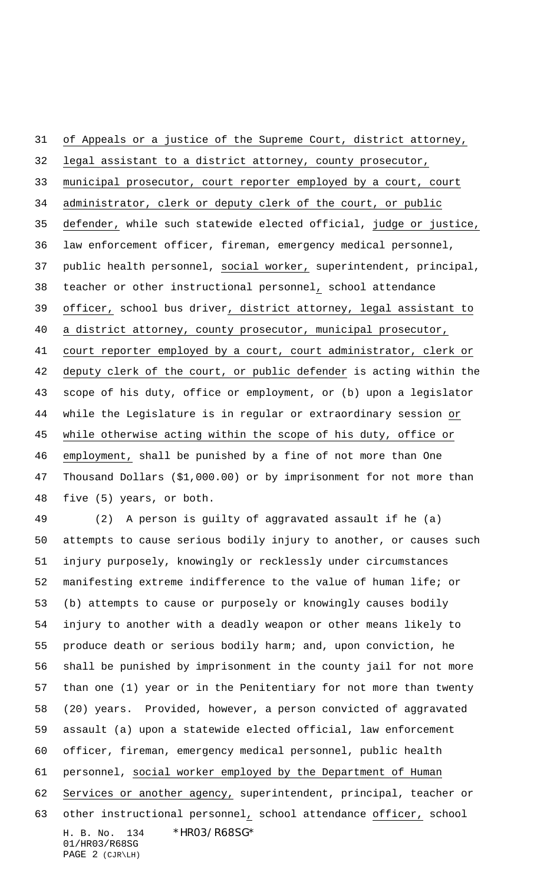of Appeals or a justice of the Supreme Court, district attorney, legal assistant to a district attorney, county prosecutor, municipal prosecutor, court reporter employed by a court, court administrator, clerk or deputy clerk of the court, or public defender, while such statewide elected official, judge or justice, law enforcement officer, fireman, emergency medical personnel, public health personnel, social worker, superintendent, principal, teacher or other instructional personnel, school attendance officer, school bus driver, district attorney, legal assistant to a district attorney, county prosecutor, municipal prosecutor, court reporter employed by a court, court administrator, clerk or deputy clerk of the court, or public defender is acting within the scope of his duty, office or employment, or (b) upon a legislator while the Legislature is in regular or extraordinary session or while otherwise acting within the scope of his duty, office or employment, shall be punished by a fine of not more than One Thousand Dollars ($1,000.00) or by imprisonment for not more than five (5) years, or both.

(2) A person is guilty of aggravated assault if he (a) attempts to cause serious bodily injury to another, or causes such injury purposely, knowingly or recklessly under circumstances manifesting extreme indifference to the value of human life; or (b) attempts to cause or purposely or knowingly causes bodily injury to another with a deadly weapon or other means likely to produce death or serious bodily harm; and, upon conviction, he shall be punished by imprisonment in the county jail for not more than one (1) year or in the Penitentiary for not more than twenty (20) years. Provided, however, a person convicted of aggravated assault (a) upon a statewide elected official, law enforcement officer, fireman, emergency medical personnel, public health personnel, social worker employed by the Department of Human Services or another agency, superintendent, principal, teacher or other instructional personnel, school attendance officer, school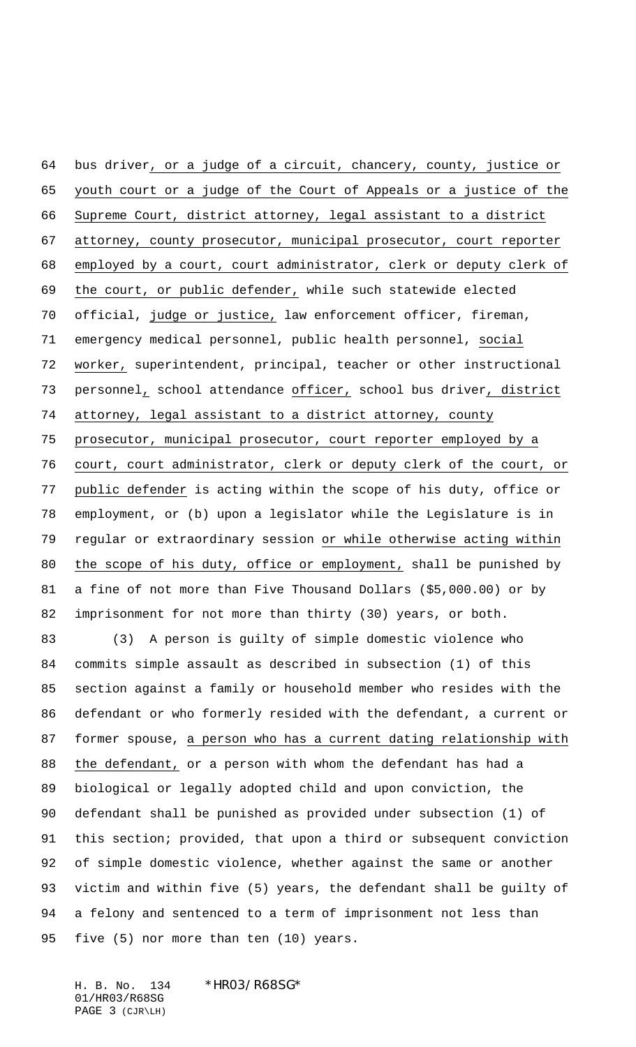bus driver, or a judge of a circuit, chancery, county, justice or youth court or a judge of the Court of Appeals or a justice of the Supreme Court, district attorney, legal assistant to a district attorney, county prosecutor, municipal prosecutor, court reporter employed by a court, court administrator, clerk or deputy clerk of the court, or public defender, while such statewide elected official, judge or justice, law enforcement officer, fireman, emergency medical personnel, public health personnel, social worker, superintendent, principal, teacher or other instructional personnel, school attendance officer, school bus driver, district attorney, legal assistant to a district attorney, county prosecutor, municipal prosecutor, court reporter employed by a court, court administrator, clerk or deputy clerk of the court, or public defender is acting within the scope of his duty, office or employment, or (b) upon a legislator while the Legislature is in regular or extraordinary session or while otherwise acting within the scope of his duty, office or employment, shall be punished by a fine of not more than Five Thousand Dollars ($5,000.00) or by imprisonment for not more than thirty (30) years, or both.

(3) A person is guilty of simple domestic violence who commits simple assault as described in subsection (1) of this section against a family or household member who resides with the defendant or who formerly resided with the defendant, a current or former spouse, a person who has a current dating relationship with the defendant, or a person with whom the defendant has had a biological or legally adopted child and upon conviction, the defendant shall be punished as provided under subsection (1) of this section; provided, that upon a third or subsequent conviction of simple domestic violence, whether against the same or another victim and within five (5) years, the defendant shall be guilty of a felony and sentenced to a term of imprisonment not less than five (5) nor more than ten (10) years.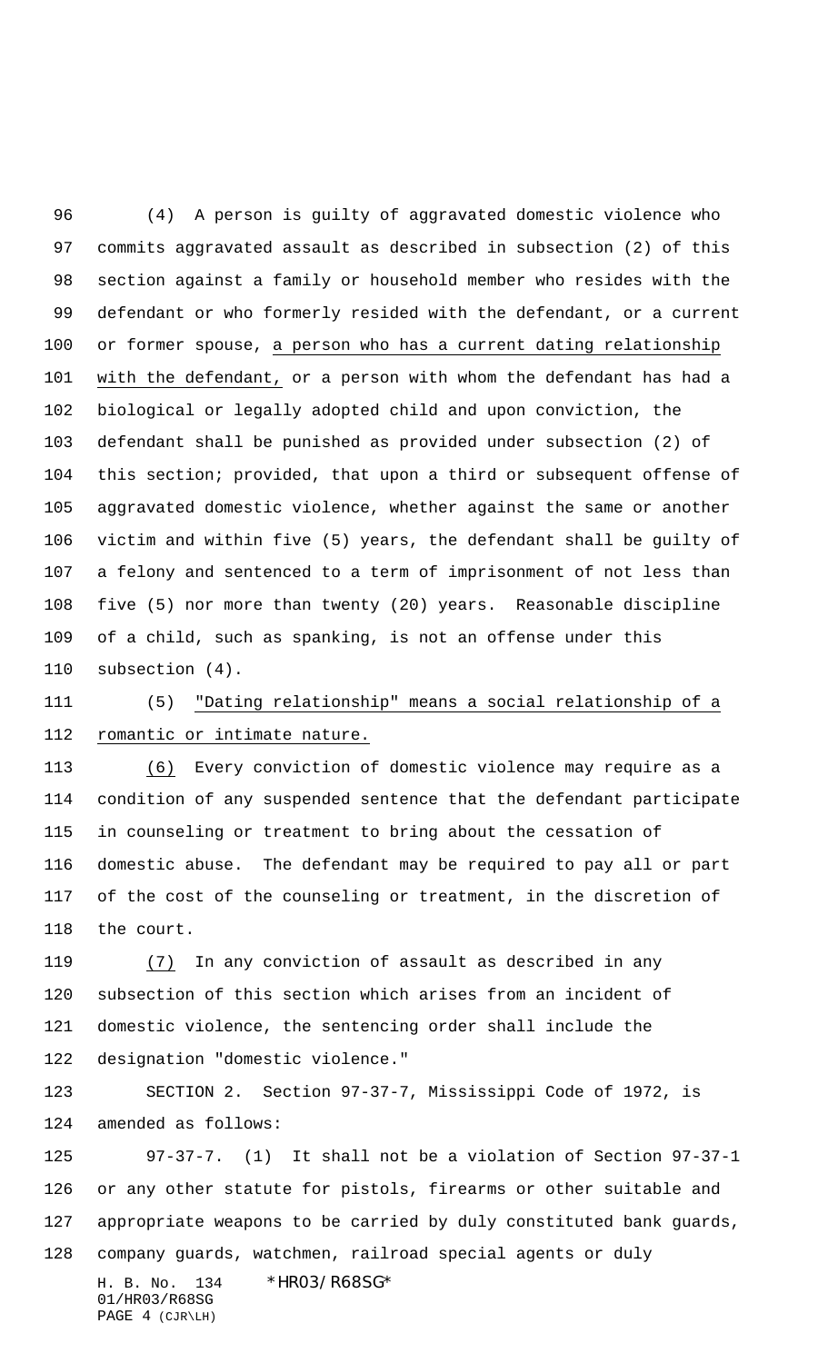(4) A person is guilty of aggravated domestic violence who commits aggravated assault as described in subsection (2) of this section against a family or household member who resides with the defendant or who formerly resided with the defendant, or a current or former spouse, <u>a person who has a current dating relationship with the defendant,</u> or a person with whom the defendant has had a biological or legally adopted child and upon conviction, the defendant shall be punished as provided under subsection (2) of this section; provided, that upon a third or subsequent offense of aggravated domestic violence, whether against the same or another victim and within five (5) years, the defendant shall be guilty of a felony and sentenced to a term of imprisonment of not less than five (5) nor more than twenty (20) years. Reasonable discipline of a child, such as spanking, is not an offense under this subsection (4).

(5) <u>"Dating relationship" means a social relationship of a romantic or intimate nature.</u>

<u>(6)</u> Every conviction of domestic violence may require as a condition of any suspended sentence that the defendant participate in counseling or treatment to bring about the cessation of domestic abuse. The defendant may be required to pay all or part of the cost of the counseling or treatment, in the discretion of the court.

<u>(7)</u> In any conviction of assault as described in any subsection of this section which arises from an incident of domestic violence, the sentencing order shall include the designation "domestic violence."

SECTION 2. Section 97-37-7, Mississippi Code of 1972, is amended as follows:

97-37-7. (1) It shall not be a violation of Section 97-37-1 or any other statute for pistols, firearms or other suitable and appropriate weapons to be carried by duly constituted bank guards, company guards, watchmen, railroad special agents or duly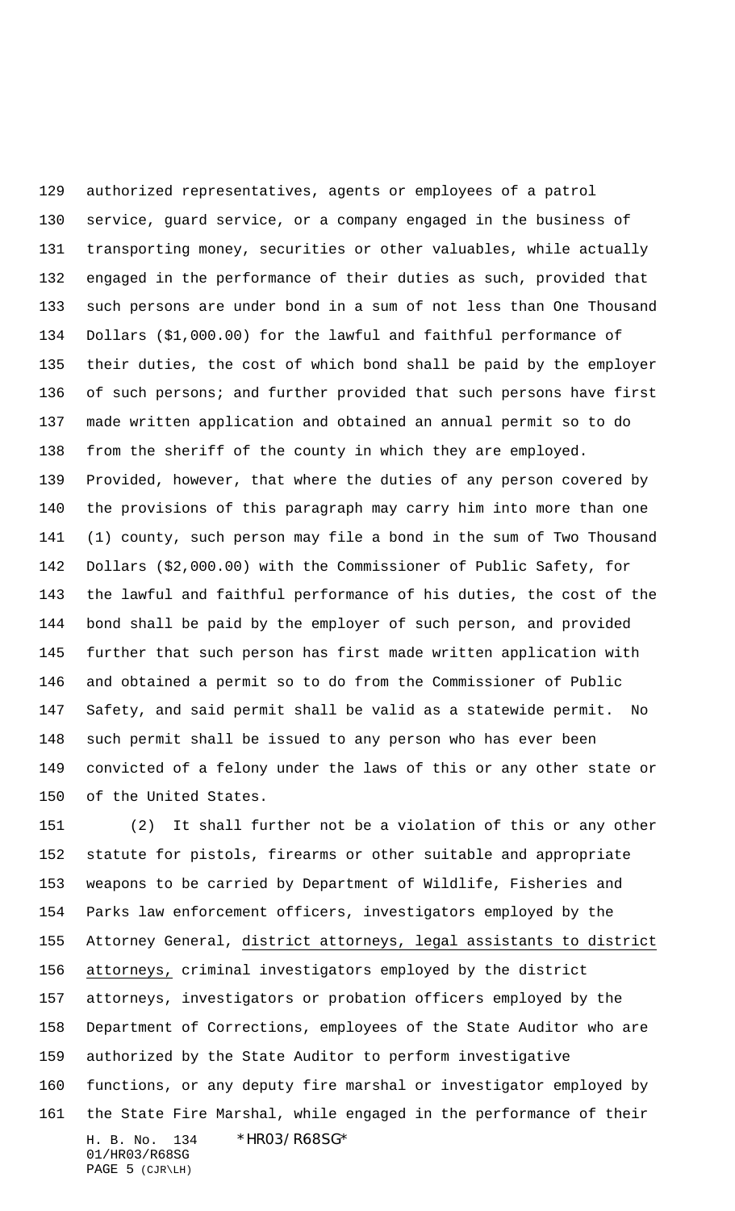authorized representatives, agents or employees of a patrol service, guard service, or a company engaged in the business of transporting money, securities or other valuables, while actually engaged in the performance of their duties as such, provided that such persons are under bond in a sum of not less than One Thousand Dollars ($1,000.00) for the lawful and faithful performance of their duties, the cost of which bond shall be paid by the employer of such persons; and further provided that such persons have first made written application and obtained an annual permit so to do from the sheriff of the county in which they are employed. Provided, however, that where the duties of any person covered by the provisions of this paragraph may carry him into more than one (1) county, such person may file a bond in the sum of Two Thousand Dollars ($2,000.00) with the Commissioner of Public Safety, for the lawful and faithful performance of his duties, the cost of the bond shall be paid by the employer of such person, and provided further that such person has first made written application with and obtained a permit so to do from the Commissioner of Public Safety, and said permit shall be valid as a statewide permit. No such permit shall be issued to any person who has ever been convicted of a felony under the laws of this or any other state or of the United States.

(2) It shall further not be a violation of this or any other statute for pistols, firearms or other suitable and appropriate weapons to be carried by Department of Wildlife, Fisheries and Parks law enforcement officers, investigators employed by the Attorney General, <u>district attorneys, legal assistants to district attorneys,</u> criminal investigators employed by the district attorneys, investigators or probation officers employed by the Department of Corrections, employees of the State Auditor who are authorized by the State Auditor to perform investigative functions, or any deputy fire marshal or investigator employed by the State Fire Marshal, while engaged in the performance of their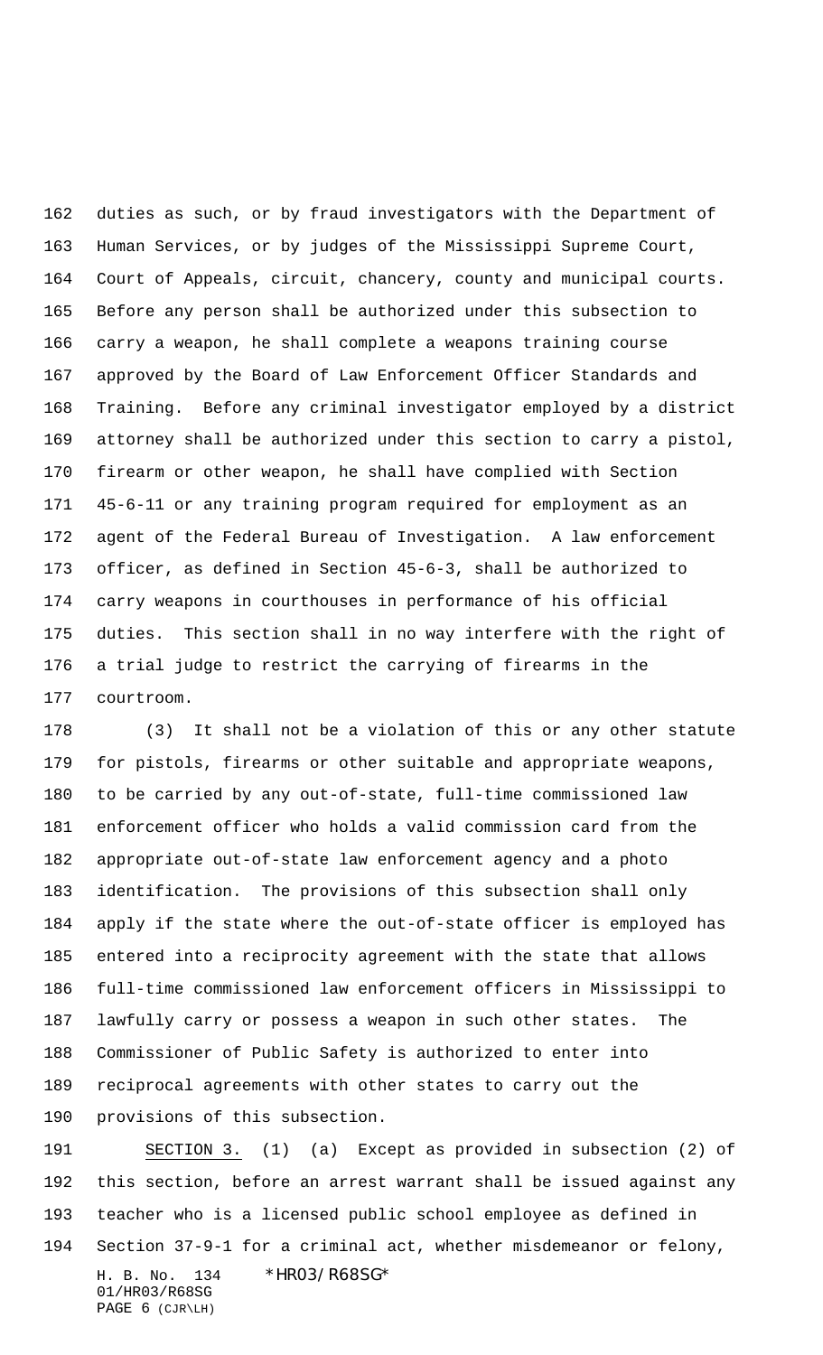duties as such, or by fraud investigators with the Department of Human Services, or by judges of the Mississippi Supreme Court, Court of Appeals, circuit, chancery, county and municipal courts. Before any person shall be authorized under this subsection to carry a weapon, he shall complete a weapons training course approved by the Board of Law Enforcement Officer Standards and Training. Before any criminal investigator employed by a district attorney shall be authorized under this section to carry a pistol, firearm or other weapon, he shall have complied with Section 45-6-11 or any training program required for employment as an agent of the Federal Bureau of Investigation. A law enforcement officer, as defined in Section 45-6-3, shall be authorized to carry weapons in courthouses in performance of his official duties. This section shall in no way interfere with the right of a trial judge to restrict the carrying of firearms in the courtroom.

(3) It shall not be a violation of this or any other statute for pistols, firearms or other suitable and appropriate weapons, to be carried by any out-of-state, full-time commissioned law enforcement officer who holds a valid commission card from the appropriate out-of-state law enforcement agency and a photo identification. The provisions of this subsection shall only apply if the state where the out-of-state officer is employed has entered into a reciprocity agreement with the state that allows full-time commissioned law enforcement officers in Mississippi to lawfully carry or possess a weapon in such other states. The Commissioner of Public Safety is authorized to enter into reciprocal agreements with other states to carry out the provisions of this subsection.

SECTION 3. (1) (a) Except as provided in subsection (2) of this section, before an arrest warrant shall be issued against any teacher who is a licensed public school employee as defined in Section 37-9-1 for a criminal act, whether misdemeanor or felony,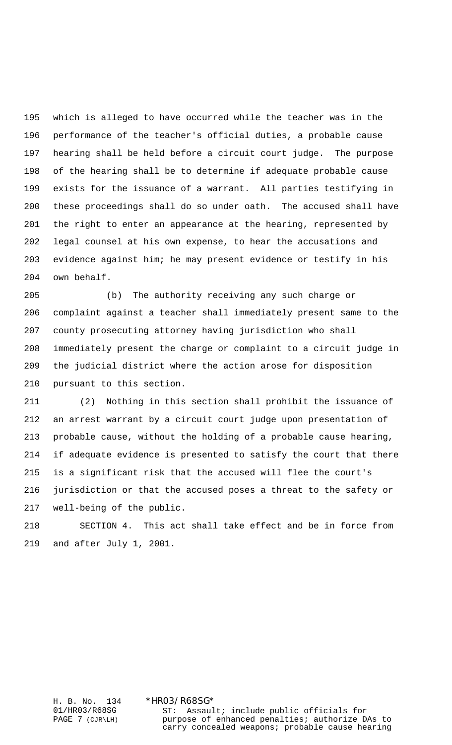which is alleged to have occurred while the teacher was in the performance of the teacher's official duties, a probable cause hearing shall be held before a circuit court judge. The purpose of the hearing shall be to determine if adequate probable cause exists for the issuance of a warrant. All parties testifying in these proceedings shall do so under oath. The accused shall have the right to enter an appearance at the hearing, represented by legal counsel at his own expense, to hear the accusations and evidence against him; he may present evidence or testify in his own behalf.

(b) The authority receiving any such charge or complaint against a teacher shall immediately present same to the county prosecuting attorney having jurisdiction who shall immediately present the charge or complaint to a circuit judge in the judicial district where the action arose for disposition pursuant to this section.

(2) Nothing in this section shall prohibit the issuance of an arrest warrant by a circuit court judge upon presentation of probable cause, without the holding of a probable cause hearing, if adequate evidence is presented to satisfy the court that there is a significant risk that the accused will flee the court's jurisdiction or that the accused poses a threat to the safety or well-being of the public.

SECTION 4. This act shall take effect and be in force from and after July 1, 2001.

ST: Assault; include public officials for purpose of enhanced penalties; authorize DAs to carry concealed weapons; probable cause hearing